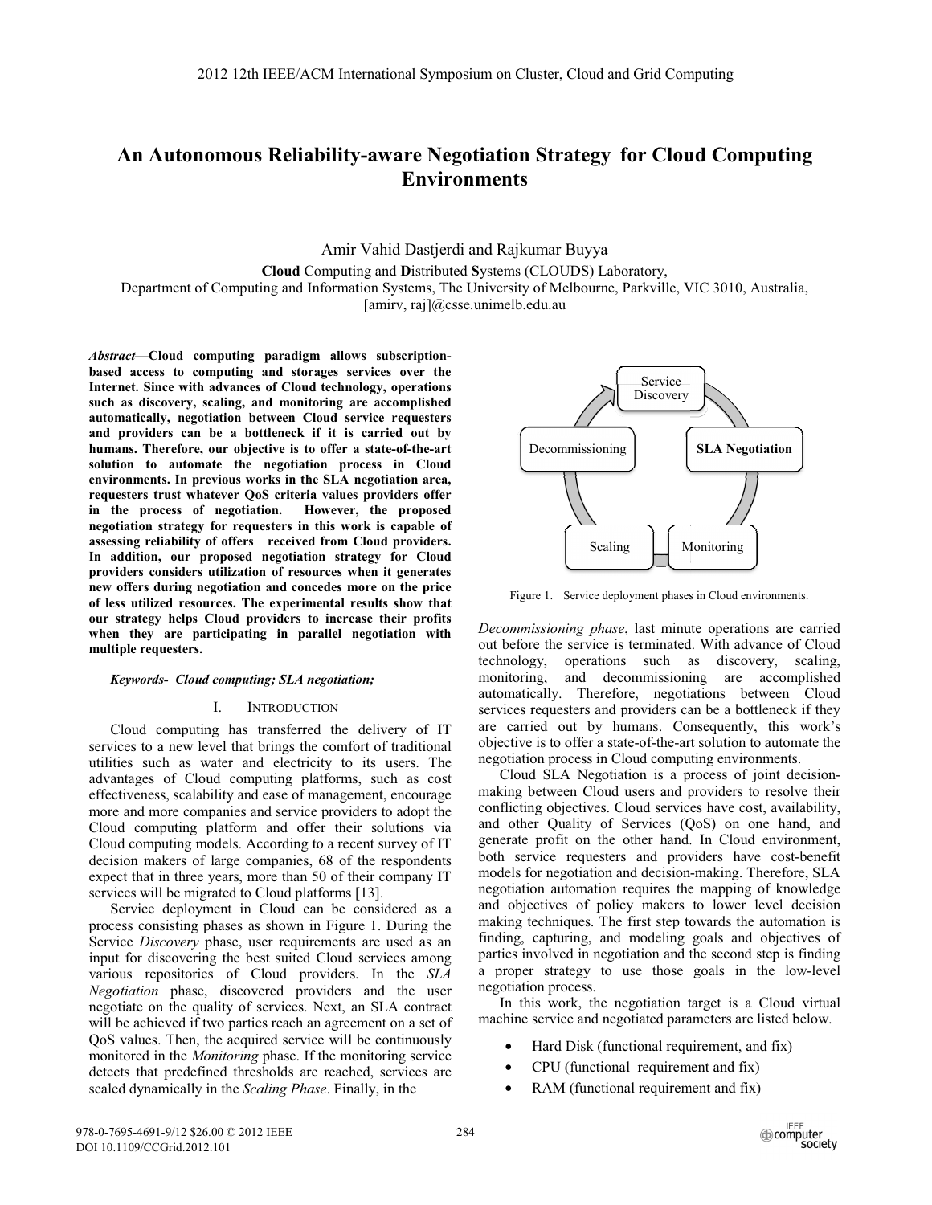# An Autonomous Reliability-aware Negotiation Strategy for Cloud Computing Environments

Amir Vahid Dastjerdi and Rajkumar Buyya

**Cloud** Computing and **D**istributed **S**ystems (CLOUDS) Laboratory,
Department of Computing and Information Systems, The University of Melbourne, Parkville, VIC 3010, Australia,
[amirv, raj]@csse.unimelb.edu.au

***Abstract*—Cloud computing paradigm allows subscription-based access to computing and storages services over the Internet. Since with advances of Cloud technology, operations such as discovery, scaling, and monitoring are accomplished automatically, negotiation between Cloud service requesters and providers can be a bottleneck if it is carried out by humans. Therefore, our objective is to offer a state-of-the-art solution to automate the negotiation process in Cloud environments. In previous works in the SLA negotiation area, requesters trust whatever QoS criteria values providers offer in the process of negotiation. However, the proposed negotiation strategy for requesters in this work is capable of assessing reliability of offers received from Cloud providers. In addition, our proposed negotiation strategy for Cloud providers considers utilization of resources when it generates new offers during negotiation and concedes more on the price of less utilized resources. The experimental results show that our strategy helps Cloud providers to increase their profits when they are participating in parallel negotiation with multiple requesters.**

***Keywords- Cloud computing; SLA negotiation;***

## I. INTRODUCTION

Cloud computing has transferred the delivery of IT services to a new level that brings the comfort of traditional utilities such as water and electricity to its users. The advantages of Cloud computing platforms, such as cost effectiveness, scalability and ease of management, encourage more and more companies and service providers to adopt the Cloud computing platform and offer their solutions via Cloud computing models. According to a recent survey of IT decision makers of large companies, 68 of the respondents expect that in three years, more than 50 of their company IT services will be migrated to Cloud platforms [13].

Service deployment in Cloud can be considered as a process consisting phases as shown in Figure 1. During the Service *Discovery* phase, user requirements are used as an input for discovering the best suited Cloud services among various repositories of Cloud providers. In the *SLA Negotiation* phase, discovered providers and the user negotiate on the quality of services. Next, an SLA contract will be achieved if two parties reach an agreement on a set of QoS values. Then, the acquired service will be continuously monitored in the *Monitoring* phase. If the monitoring service detects that predefined thresholds are reached, services are scaled dynamically in the *Scaling Phase*. Finally, in the *Decommissioning phase*, last minute operations are carried out before the service is terminated. With advance of Cloud technology, operations such as discovery, scaling, monitoring, and decommissioning are accomplished automatically. Therefore, negotiations between Cloud services requesters and providers can be a bottleneck if they are carried out by humans. Consequently, this work's objective is to offer a state-of-the-art solution to automate the negotiation process in Cloud computing environments.

Figure 1. Service deployment phases in Cloud environments.

Cloud SLA Negotiation is a process of joint decision-making between Cloud users and providers to resolve their conflicting objectives. Cloud services have cost, availability, and other Quality of Services (QoS) on one hand, and generate profit on the other hand. In Cloud environment, both service requesters and providers have cost-benefit models for negotiation and decision-making. Therefore, SLA negotiation automation requires the mapping of knowledge and objectives of policy makers to lower level decision making techniques. The first step towards the automation is finding, capturing, and modeling goals and objectives of parties involved in negotiation and the second step is finding a proper strategy to use those goals in the low-level negotiation process.

In this work, the negotiation target is a Cloud virtual machine service and negotiated parameters are listed below.

- Hard Disk (functional requirement, and fix)
- CPU (functional requirement and fix)
- RAM (functional requirement and fix)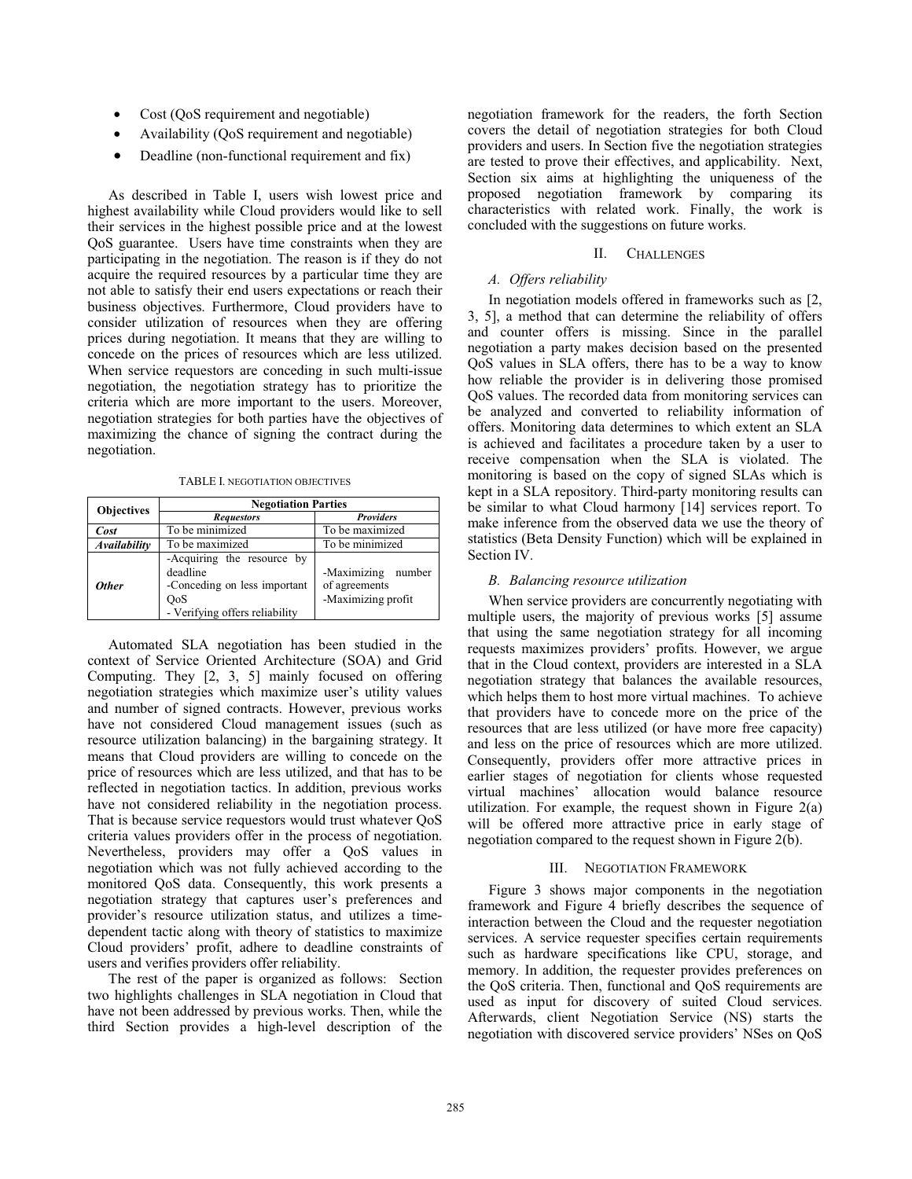- Cost (QoS requirement and negotiable)
- Availability (QoS requirement and negotiable)
- Deadline (non-functional requirement and fix)

As described in Table I, users wish lowest price and highest availability while Cloud providers would like to sell their services in the highest possible price and at the lowest QoS guarantee. Users have time constraints when they are participating in the negotiation. The reason is if they do not acquire the required resources by a particular time they are not able to satisfy their end users expectations or reach their business objectives. Furthermore, Cloud providers have to consider utilization of resources when they are offering prices during negotiation. It means that they are willing to concede on the prices of resources which are less utilized. When service requestors are conceding in such multi-issue negotiation, the negotiation strategy has to prioritize the criteria which are more important to the users. Moreover, negotiation strategies for both parties have the objectives of maximizing the chance of signing the contract during the negotiation.

TABLE I. NEGOTIATION OBJECTIVES

| Objectives | Negotiation Parties | |
|---|---|---|
| | ***Requestors*** | ***Providers*** |
| ***Cost*** | To be minimized | To be maximized |
| ***Availability*** | To be maximized | To be minimized |
| ***Other*** | -Acquiring the resource by deadline<br>-Conceding on less important QoS<br>- Verifying offers reliability | -Maximizing number of agreements<br>-Maximizing profit |

Automated SLA negotiation has been studied in the context of Service Oriented Architecture (SOA) and Grid Computing. They [2, 3, 5] mainly focused on offering negotiation strategies which maximize user's utility values and number of signed contracts. However, previous works have not considered Cloud management issues (such as resource utilization balancing) in the bargaining strategy. It means that Cloud providers are willing to concede on the price of resources which are less utilized, and that has to be reflected in negotiation tactics. In addition, previous works have not considered reliability in the negotiation process. That is because service requestors would trust whatever QoS criteria values providers offer in the process of negotiation. Nevertheless, providers may offer a QoS values in negotiation which was not fully achieved according to the monitored QoS data. Consequently, this work presents a negotiation strategy that captures user's preferences and provider's resource utilization status, and utilizes a time-dependent tactic along with theory of statistics to maximize Cloud providers' profit, adhere to deadline constraints of users and verifies providers offer reliability.

The rest of the paper is organized as follows: Section two highlights challenges in SLA negotiation in Cloud that have not been addressed by previous works. Then, while the third Section provides a high-level description of the negotiation framework for the readers, the forth Section covers the detail of negotiation strategies for both Cloud providers and users. In Section five the negotiation strategies are tested to prove their effectives, and applicability. Next, Section six aims at highlighting the uniqueness of the proposed negotiation framework by comparing its characteristics with related work. Finally, the work is concluded with the suggestions on future works.

## II. CHALLENGES

### *A. Offers reliability*

In negotiation models offered in frameworks such as [2, 3, 5], a method that can determine the reliability of offers and counter offers is missing. Since in the parallel negotiation a party makes decision based on the presented QoS values in SLA offers, there has to be a way to know how reliable the provider is in delivering those promised QoS values. The recorded data from monitoring services can be analyzed and converted to reliability information of offers. Monitoring data determines to which extent an SLA is achieved and facilitates a procedure taken by a user to receive compensation when the SLA is violated. The monitoring is based on the copy of signed SLAs which is kept in a SLA repository. Third-party monitoring results can be similar to what Cloud harmony [14] services report. To make inference from the observed data we use the theory of statistics (Beta Density Function) which will be explained in Section IV.

### *B. Balancing resource utilization*

When service providers are concurrently negotiating with multiple users, the majority of previous works [5] assume that using the same negotiation strategy for all incoming requests maximizes providers' profits. However, we argue that in the Cloud context, providers are interested in a SLA negotiation strategy that balances the available resources, which helps them to host more virtual machines. To achieve that providers have to concede more on the price of the resources that are less utilized (or have more free capacity) and less on the price of resources which are more utilized. Consequently, providers offer more attractive prices in earlier stages of negotiation for clients whose requested virtual machines' allocation would balance resource utilization. For example, the request shown in Figure 2(a) will be offered more attractive price in early stage of negotiation compared to the request shown in Figure 2(b).

## III. NEGOTIATION FRAMEWORK

Figure 3 shows major components in the negotiation framework and Figure 4 briefly describes the sequence of interaction between the Cloud and the requester negotiation services. A service requester specifies certain requirements such as hardware specifications like CPU, storage, and memory. In addition, the requester provides preferences on the QoS criteria. Then, functional and QoS requirements are used as input for discovery of suited Cloud services. Afterwards, client Negotiation Service (NS) starts the negotiation with discovered service providers' NSes on QoS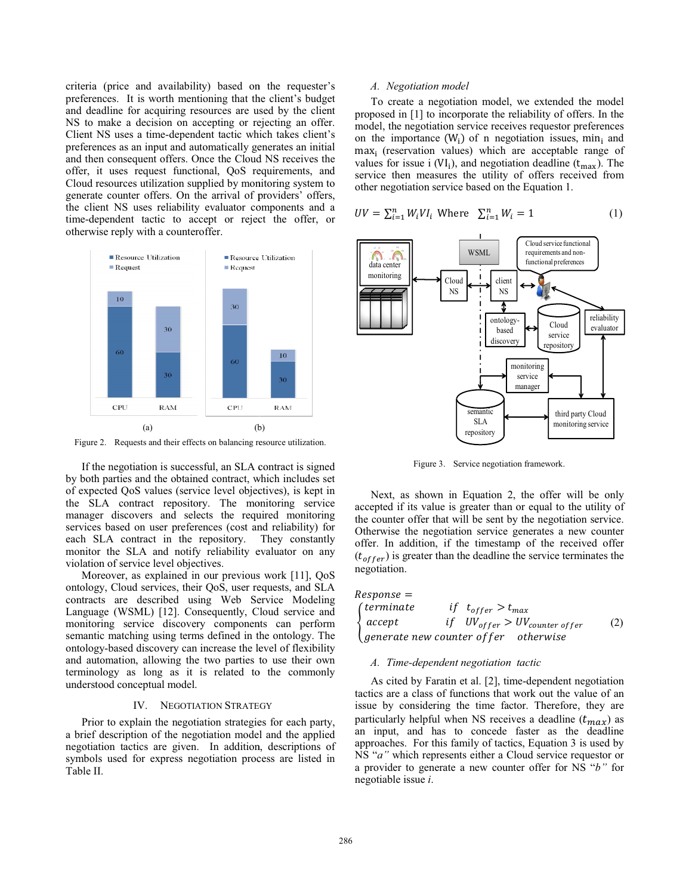criteria (price and availability) based on the requester's preferences. It is worth mentioning that the client's budget and deadline for acquiring resources are used by the client NS to make a decision on accepting or rejecting an offer. Client NS uses a time-dependent tactic which takes client's preferences as an input and automatically generates an initial and then consequent offers. Once the Cloud NS receives the offer, it uses request functional, QoS requirements, and Cloud resources utilization supplied by monitoring system to generate counter offers. On the arrival of providers' offers, the client NS uses reliability evaluator components and a time-dependent tactic to accept or reject the offer, or otherwise reply with a counteroffer.

Figure 2. Requests and their effects on balancing resource utilization.

If the negotiation is successful, an SLA contract is signed by both parties and the obtained contract, which includes set of expected QoS values (service level objectives), is kept in the SLA contract repository. The monitoring service manager discovers and selects the required monitoring services based on user preferences (cost and reliability) for each SLA contract in the repository. They constantly monitor the SLA and notify reliability evaluator on any violation of service level objectives.

Moreover, as explained in our previous work [11], QoS ontology, Cloud services, their QoS, user requests, and SLA contracts are described using Web Service Modeling Language (WSML) [12]. Consequently, Cloud service and monitoring service discovery components can perform semantic matching using terms defined in the ontology. The ontology-based discovery can increase the level of flexibility and automation, allowing the two parties to use their own terminology as long as it is related to the commonly understood conceptual model.

## IV. Negotiation Strategy

Prior to explain the negotiation strategies for each party, a brief description of the negotiation model and the applied negotiation tactics are given. In addition, descriptions of symbols used for express negotiation process are listed in Table II.

### A. Negotiation model

To create a negotiation model, we extended the model proposed in [1] to incorporate the reliability of offers. In the model, the negotiation service receives requestor preferences on the importance ($W_i$) of n negotiation issues, $min_i$ and $max_i$ (reservation values) which are acceptable range of values for issue i ($VI_i$), and negotiation deadline ($t_{max}$). The service then measures the utility of offers received from other negotiation service based on the Equation 1.

$$UV = \sum_{i=1}^{n} W_i VI_i \text{ Where } \sum_{i=1}^{n} W_i = 1 \qquad (1)$$

Figure 3. Service negotiation framework.

Next, as shown in Equation 2, the offer will be only accepted if its value is greater than or equal to the utility of the counter offer that will be sent by the negotiation service. Otherwise the negotiation service generates a new counter offer. In addition, if the timestamp of the received offer ($t_{offer}$) is greater than the deadline the service terminates the negotiation.

$$Response = \begin{cases} terminate & if \;\; t_{offer} > t_{max} \\ accept & if \;\; UV_{offer} > UV_{counter\ offer} \\ generate\ new\ counter\ offer & otherwise \end{cases} \qquad (2)$$

### A. Time-dependent negotiation tactic

As cited by Faratin et al. [2], time-dependent negotiation tactics are a class of functions that work out the value of an issue by considering the time factor. Therefore, they are particularly helpful when NS receives a deadline ($t_{max}$) as an input, and has to concede faster as the deadline approaches. For this family of tactics, Equation 3 is used by NS "*a*" which represents either a Cloud service requestor or a provider to generate a new counter offer for NS "*b*" for negotiable issue *i*.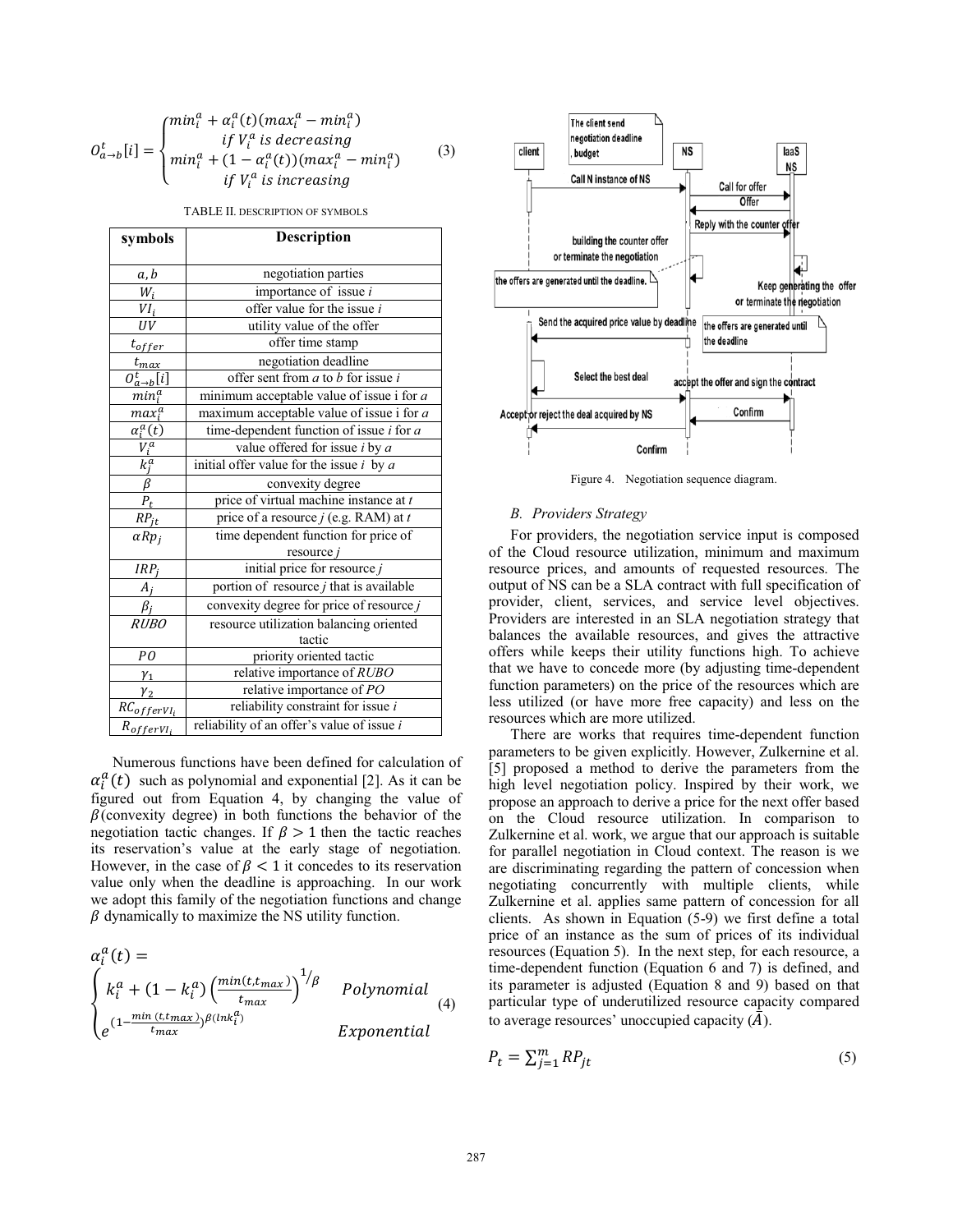$$O_{a\to b}^{t}[i] = \begin{cases} min_i^a + \alpha_i^a(t)(max_i^a - min_i^a) \\ \quad if\ V_i^a\ is\ decreasing \\ min_i^a + (1-\alpha_i^a(t))(max_i^a - min_i^a) \\ \quad if\ V_i^a\ is\ increasing \end{cases} \tag{3}$$

TABLE II. DESCRIPTION OF SYMBOLS

| symbols | Description |
|---|---|
| $a, b$ | negotiation parties |
| $W_i$ | importance of issue *i* |
| $VI_i$ | offer value for the issue *i* |
| $UV$ | utility value of the offer |
| $t_{offer}$ | offer time stamp |
| $t_{max}$ | negotiation deadline |
| $O_{a\to b}^{t}[i]$ | offer sent from *a* to *b* for issue *i* |
| $min_i^a$ | minimum acceptable value of issue i for *a* |
| $max_i^a$ | maximum acceptable value of issue i for *a* |
| $\alpha_i^a(t)$ | time-dependent function of issue *i* for *a* |
| $V_i^a$ | value offered for issue *i* by *a* |
| $k_j^a$ | initial offer value for the issue *i* by *a* |
| $\beta$ | convexity degree |
| $P_t$ | price of virtual machine instance at *t* |
| $RP_{jt}$ | price of a resource *j* (e.g. RAM) at *t* |
| $\alpha Rp_j$ | time dependent function for price of resource *j* |
| $IRP_j$ | initial price for resource *j* |
| $A_j$ | portion of resource *j* that is available |
| $\beta_j$ | convexity degree for price of resource *j* |
| $RUBO$ | resource utilization balancing oriented tactic |
| $PO$ | priority oriented tactic |
| $\gamma_1$ | relative importance of *RUBO* |
| $\gamma_2$ | relative importance of *PO* |
| $RC_{offerVI_i}$ | reliability constraint for issue *i* |
| $R_{offerVI_i}$ | reliability of an offer's value of issue *i* |

Numerous functions have been defined for calculation of $\alpha_i^a(t)$ such as polynomial and exponential [2]. As it can be figured out from Equation 4, by changing the value of $\beta$(convexity degree) in both functions the behavior of the negotiation tactic changes. If $\beta > 1$ then the tactic reaches its reservation's value at the early stage of negotiation. However, in the case of $\beta < 1$ it concedes to its reservation value only when the deadline is approaching. In our work we adopt this family of the negotiation functions and change $\beta$ dynamically to maximize the NS utility function.

$$\alpha_i^a(t) = \begin{cases} k_i^a + (1-k_i^a)\left(\frac{min(t,t_{max})}{t_{max}}\right)^{1/\beta} & Polynomial \\ e^{\left(1-\frac{min(t,t_{max})}{t_{max}}\right)^{\beta}(ln k_i^a)} & Exponential \end{cases} \tag{4}$$

Figure 4. Negotiation sequence diagram.

## B. Providers Strategy

For providers, the negotiation service input is composed of the Cloud resource utilization, minimum and maximum resource prices, and amounts of requested resources. The output of NS can be a SLA contract with full specification of provider, client, services, and service level objectives. Providers are interested in an SLA negotiation strategy that balances the available resources, and gives the attractive offers while keeps their utility functions high. To achieve that we have to concede more (by adjusting time-dependent function parameters) on the price of the resources which are less utilized (or have more free capacity) and less on the resources which are more utilized.

There are works that requires time-dependent function parameters to be given explicitly. However, Zulkernine et al. [5] proposed a method to derive the parameters from the high level negotiation policy. Inspired by their work, we propose an approach to derive a price for the next offer based on the Cloud resource utilization. In comparison to Zulkernine et al. work, we argue that our approach is suitable for parallel negotiation in Cloud context. The reason is we are discriminating regarding the pattern of concession when negotiating concurrently with multiple clients, while Zulkernine et al. applies same pattern of concession for all clients. As shown in Equation (5-9) we first define a total price of an instance as the sum of prices of its individual resources (Equation 5). In the next step, for each resource, a time-dependent function (Equation 6 and 7) is defined, and its parameter is adjusted (Equation 8 and 9) based on that particular type of underutilized resource capacity compared to average resources' unoccupied capacity ($\bar{A}$).

$$P_t = \sum_{j=1}^{m} RP_{jt} \tag{5}$$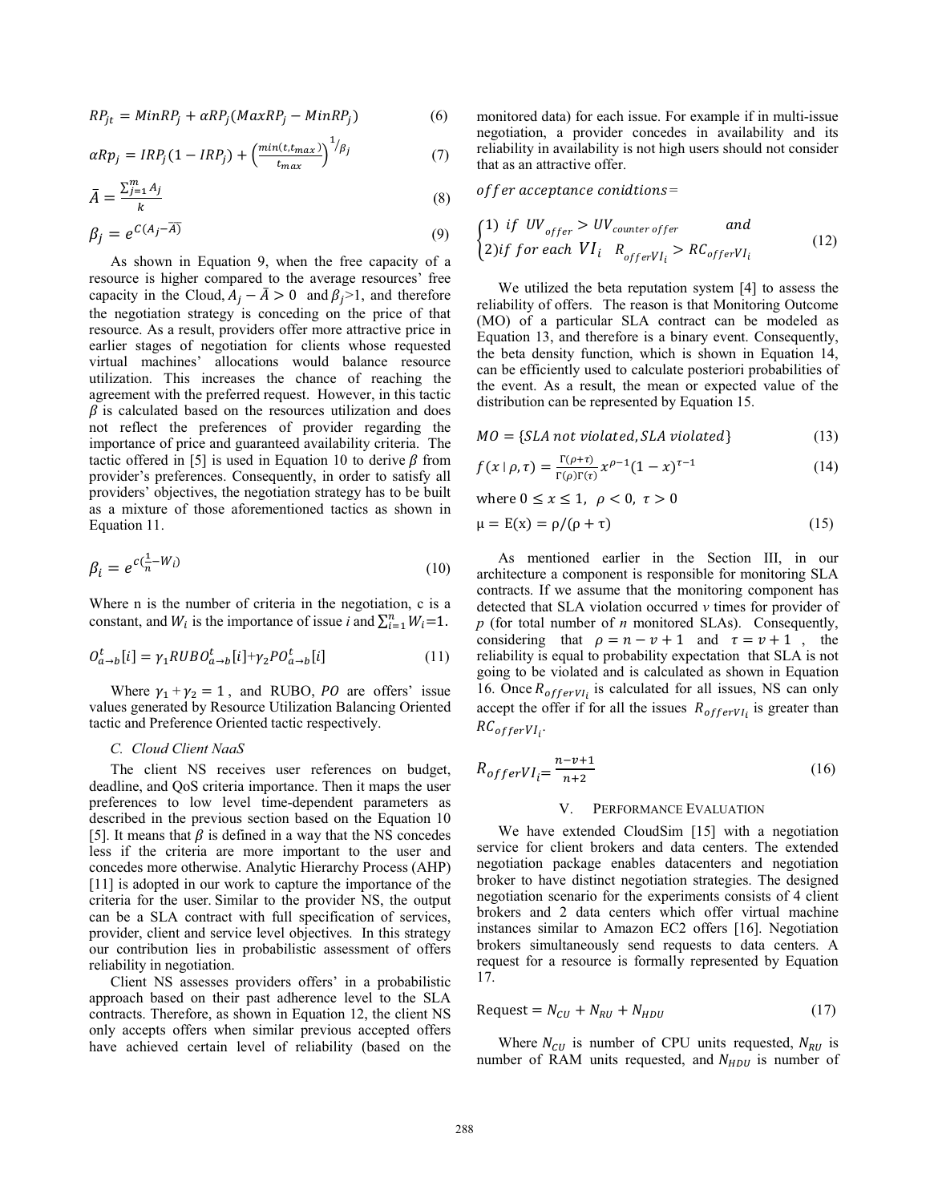$$RP_{jt} = MinRP_j + \alpha RP_j(MaxRP_j - MinRP_j) \quad (6)$$

$$\alpha Rp_j = IRP_j(1 - IRP_j) + \left(\frac{min(t, t_{max})}{t_{max}}\right)^{1/\beta_j} \quad (7)$$

$$\bar{A} = \frac{\sum_{j=1}^{m} A_j}{k} \quad (8)$$

$$\beta_j = e^{C(A_j - \overline{A})} \quad (9)$$

As shown in Equation 9, when the free capacity of a resource is higher compared to the average resources' free capacity in the Cloud, $A_j - \bar{A} > 0$ and $\beta_j$>1, and therefore the negotiation strategy is conceding on the price of that resource. As a result, providers offer more attractive price in earlier stages of negotiation for clients whose requested virtual machines' allocations would balance resource utilization. This increases the chance of reaching the agreement with the preferred request. However, in this tactic $\beta$ is calculated based on the resources utilization and does not reflect the preferences of provider regarding the importance of price and guaranteed availability criteria. The tactic offered in [5] is used in Equation 10 to derive $\beta$ from provider's preferences. Consequently, in order to satisfy all providers' objectives, the negotiation strategy has to be built as a mixture of those aforementioned tactics as shown in Equation 11.

$$\beta_i = e^{c(\frac{1}{n} - W_i)} \quad (10)$$

Where n is the number of criteria in the negotiation, c is a constant, and $W_i$ is the importance of issue *i* and $\sum_{i=1}^{n} W_i$=1.

$$O_{a \to b}^{t}[i] = \gamma_1 RUBO_{a \to b}^{t}[i] + \gamma_2 PO_{a \to b}^{t}[i] \quad (11)$$

Where $\gamma_1 + \gamma_2 = 1$, and RUBO, $PO$ are offers' issue values generated by Resource Utilization Balancing Oriented tactic and Preference Oriented tactic respectively.

### C. Cloud Client NaaS

The client NS receives user references on budget, deadline, and QoS criteria importance. Then it maps the user preferences to low level time-dependent parameters as described in the previous section based on the Equation 10 [5]. It means that $\beta$ is defined in a way that the NS concedes less if the criteria are more important to the user and concedes more otherwise. Analytic Hierarchy Process (AHP) [11] is adopted in our work to capture the importance of the criteria for the user. Similar to the provider NS, the output can be a SLA contract with full specification of services, provider, client and service level objectives. In this strategy our contribution lies in probabilistic assessment of offers reliability in negotiation.

Client NS assesses providers offers' in a probabilistic approach based on their past adherence level to the SLA contracts. Therefore, as shown in Equation 12, the client NS only accepts offers when similar previous accepted offers have achieved certain level of reliability (based on the monitored data) for each issue. For example if in multi-issue negotiation, a provider concedes in availability and its reliability in availability is not high users should not consider that as an attractive offer.

$$offer\ acceptance\ conidtions = \begin{cases} 1)\ if\ UV_{offer} > UV_{counter\ offer} & and \\ 2) if\ for\ each\ VI_i\ \ R_{offerVI_i} > RC_{offerVI_i} \end{cases} \quad (12)$$

We utilized the beta reputation system [4] to assess the reliability of offers. The reason is that Monitoring Outcome (MO) of a particular SLA contract can be modeled as Equation 13, and therefore is a binary event. Consequently, the beta density function, which is shown in Equation 14, can be efficiently used to calculate posteriori probabilities of the event. As a result, the mean or expected value of the distribution can be represented by Equation 15.

$$MO = \{SLA\ not\ violated, SLA\ violated\} \quad (13)$$

$$f(x \mid \rho, \tau) = \frac{\Gamma(\rho+\tau)}{\Gamma(\rho)\Gamma(\tau)} x^{\rho-1}(1-x)^{\tau-1} \quad (14)$$

where $0 \le x \le 1,\ \rho < 0,\ \tau > 0$

$$\mu = E(x) = \rho/(\rho + \tau) \quad (15)$$

As mentioned earlier in the Section III, in our architecture a component is responsible for monitoring SLA contracts. If we assume that the monitoring component has detected that SLA violation occurred *v* times for provider of *p* (for total number of *n* monitored SLAs). Consequently, considering that $\rho = n - v + 1$ and $\tau = v + 1$, the reliability is equal to probability expectation that SLA is not going to be violated and is calculated as shown in Equation 16. Once $R_{offerVI_i}$ is calculated for all issues, NS can only accept the offer if for all the issues $R_{offerVI_i}$ is greater than $RC_{offerVI_i}$.

$$R_{offerVI_i} = \frac{n - v + 1}{n + 2} \quad (16)$$

## V. Performance Evaluation

We have extended CloudSim [15] with a negotiation service for client brokers and data centers. The extended negotiation package enables datacenters and negotiation broker to have distinct negotiation strategies. The designed negotiation scenario for the experiments consists of 4 client brokers and 2 data centers which offer virtual machine instances similar to Amazon EC2 offers [16]. Negotiation brokers simultaneously send requests to data centers. A request for a resource is formally represented by Equation 17.

$$\text{Request} = N_{CU} + N_{RU} + N_{HDU} \quad (17)$$

Where $N_{CU}$ is number of CPU units requested, $N_{RU}$ is number of RAM units requested, and $N_{HDU}$ is number of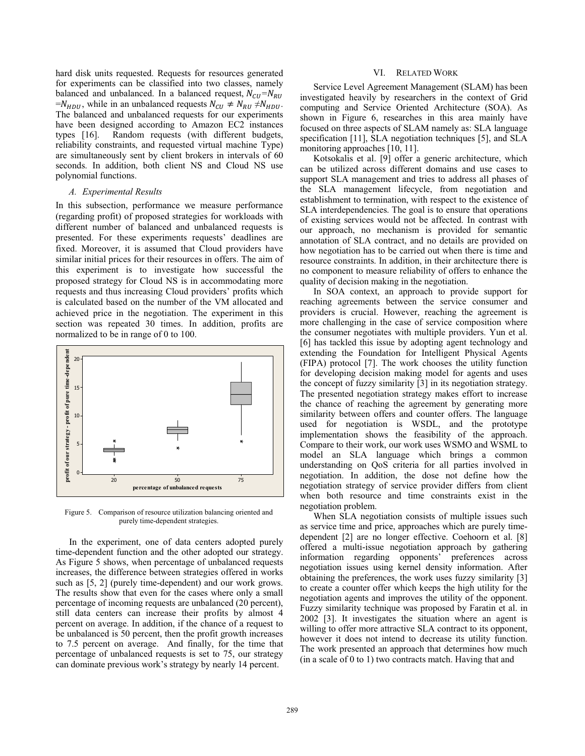hard disk units requested. Requests for resources generated for experiments can be classified into two classes, namely balanced and unbalanced. In a balanced request, $N_{CU}=N_{RU}=N_{HDU}$, while in an unbalanced requests $N_{CU} \neq N_{RU} \neq N_{HDU}$. The balanced and unbalanced requests for our experiments have been designed according to Amazon EC2 instances types [16]. Random requests (with different budgets, reliability constraints, and requested virtual machine Type) are simultaneously sent by client brokers in intervals of 60 seconds. In addition, both client NS and Cloud NS use polynomial functions.

### A. Experimental Results

In this subsection, performance we measure performance (regarding profit) of proposed strategies for workloads with different number of balanced and unbalanced requests is presented. For these experiments requests' deadlines are fixed. Moreover, it is assumed that Cloud providers have similar initial prices for their resources in offers. The aim of this experiment is to investigate how successful the proposed strategy for Cloud NS is in accommodating more requests and thus increasing Cloud providers' profits which is calculated based on the number of the VM allocated and achieved price in the negotiation. The experiment in this section was repeated 30 times. In addition, profits are normalized to be in range of 0 to 100.

profit of our strategy - profit of pure time-dependent
20
15
10
5
0
20
50
75
percentage of unbalanced requests

Figure 5. Comparison of resource utilization balancing oriented and purely time-dependent strategies.

In the experiment, one of data centers adopted purely time-dependent function and the other adopted our strategy. As Figure 5 shows, when percentage of unbalanced requests increases, the difference between strategies offered in works such as [5, 2] (purely time-dependent) and our work grows. The results show that even for the cases where only a small percentage of incoming requests are unbalanced (20 percent), still data centers can increase their profits by almost 4 percent on average. In addition, if the chance of a request to be unbalanced is 50 percent, then the profit growth increases to 7.5 percent on average. And finally, for the time that percentage of unbalanced requests is set to 75, our strategy can dominate previous work's strategy by nearly 14 percent.

## VI. Related Work

Service Level Agreement Management (SLAM) has been investigated heavily by researchers in the context of Grid computing and Service Oriented Architecture (SOA). As shown in Figure 6, researches in this area mainly have focused on three aspects of SLAM namely as: SLA language specification [11], SLA negotiation techniques [5], and SLA monitoring approaches [10, 11].

Kotsokalis et al. [9] offer a generic architecture, which can be utilized across different domains and use cases to support SLA management and tries to address all phases of the SLA management lifecycle, from negotiation and establishment to termination, with respect to the existence of SLA interdependencies. The goal is to ensure that operations of existing services would not be affected. In contrast with our approach, no mechanism is provided for semantic annotation of SLA contract, and no details are provided on how negotiation has to be carried out when there is time and resource constraints. In addition, in their architecture there is no component to measure reliability of offers to enhance the quality of decision making in the negotiation.

In SOA context, an approach to provide support for reaching agreements between the service consumer and providers is crucial. However, reaching the agreement is more challenging in the case of service composition where the consumer negotiates with multiple providers. Yun et al. [6] has tackled this issue by adopting agent technology and extending the Foundation for Intelligent Physical Agents (FIPA) protocol [7]. The work chooses the utility function for developing decision making model for agents and uses the concept of fuzzy similarity [3] in its negotiation strategy. The presented negotiation strategy makes effort to increase the chance of reaching the agreement by generating more similarity between offers and counter offers. The language used for negotiation is WSDL, and the prototype implementation shows the feasibility of the approach. Compare to their work, our work uses WSMO and WSML to model an SLA language which brings a common understanding on QoS criteria for all parties involved in negotiation. In addition, the dose not define how the negotiation strategy of service provider differs from client when both resource and time constraints exist in the negotiation problem.

When SLA negotiation consists of multiple issues such as service time and price, approaches which are purely time-dependent [2] are no longer effective. Coehoorn et al. [8] offered a multi-issue negotiation approach by gathering information regarding opponents' preferences across negotiation issues using kernel density information. After obtaining the preferences, the work uses fuzzy similarity [3] to create a counter offer which keeps the high utility for the negotiation agents and improves the utility of the opponent. Fuzzy similarity technique was proposed by Faratin et al. in 2002 [3]. It investigates the situation where an agent is willing to offer more attractive SLA contract to its opponent, however it does not intend to decrease its utility function. The work presented an approach that determines how much (in a scale of 0 to 1) two contracts match. Having that and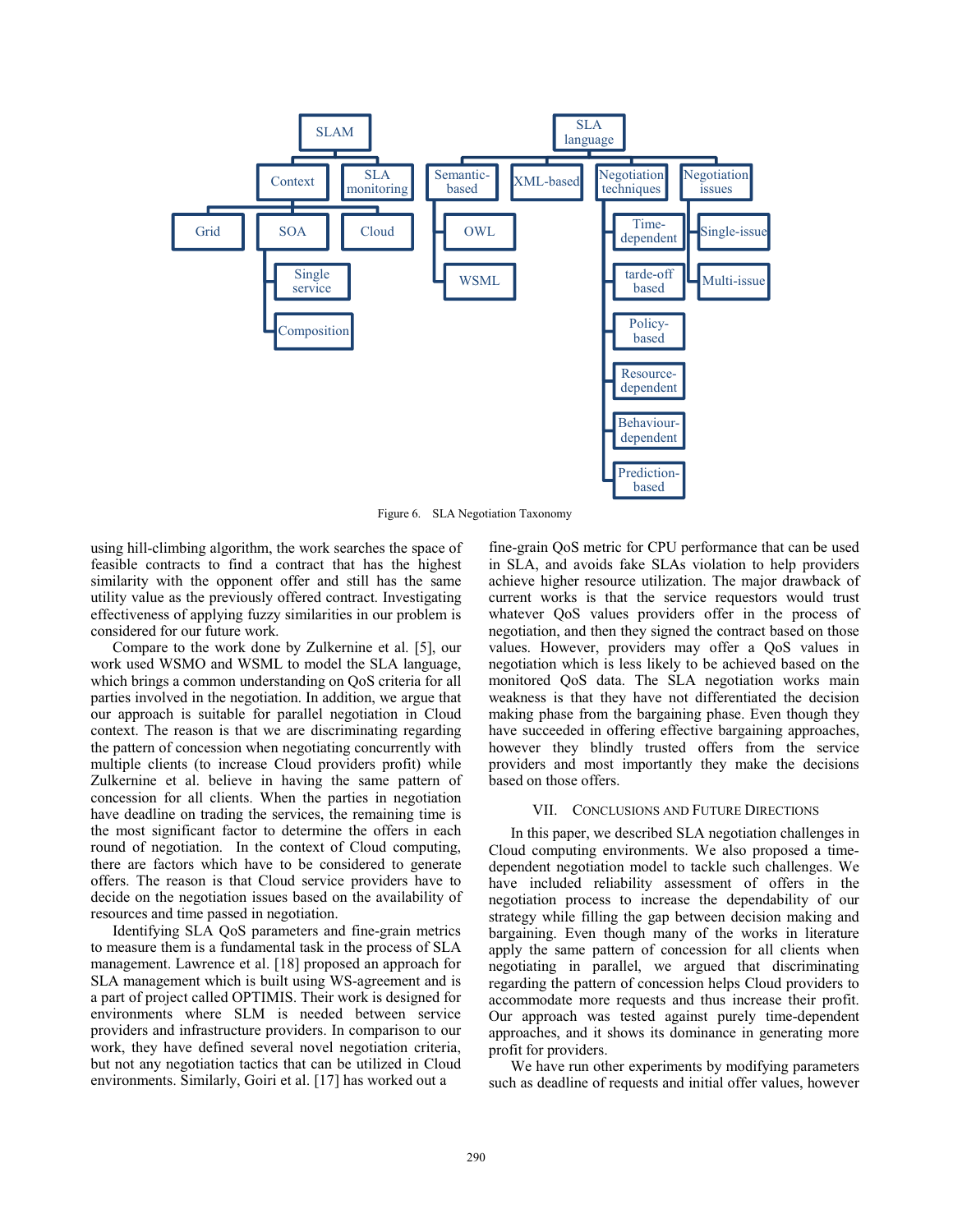SLAM

Context

SLA monitoring

Grid

SOA

Cloud

Single service

Composition

SLA language

Semantic-based

XML-based

Negotiation techniques

Negotiation issues

OWL

WSML

Time-dependent

tarde-off based

Policy-based

Resource-dependent

Behaviour-dependent

Prediction-based

Single-issue

Multi-issue

Figure 6. SLA Negotiation Taxonomy

using hill-climbing algorithm, the work searches the space of feasible contracts to find a contract that has the highest similarity with the opponent offer and still has the same utility value as the previously offered contract. Investigating effectiveness of applying fuzzy similarities in our problem is considered for our future work.

Compare to the work done by Zulkernine et al. [5], our work used WSMO and WSML to model the SLA language, which brings a common understanding on QoS criteria for all parties involved in the negotiation. In addition, we argue that our approach is suitable for parallel negotiation in Cloud context. The reason is that we are discriminating regarding the pattern of concession when negotiating concurrently with multiple clients (to increase Cloud providers profit) while Zulkernine et al. believe in having the same pattern of concession for all clients. When the parties in negotiation have deadline on trading the services, the remaining time is the most significant factor to determine the offers in each round of negotiation. In the context of Cloud computing, there are factors which have to be considered to generate offers. The reason is that Cloud service providers have to decide on the negotiation issues based on the availability of resources and time passed in negotiation.

Identifying SLA QoS parameters and fine-grain metrics to measure them is a fundamental task in the process of SLA management. Lawrence et al. [18] proposed an approach for SLA management which is built using WS-agreement and is a part of project called OPTIMIS. Their work is designed for environments where SLM is needed between service providers and infrastructure providers. In comparison to our work, they have defined several novel negotiation criteria, but not any negotiation tactics that can be utilized in Cloud environments. Similarly, Goiri et al. [17] has worked out a fine-grain QoS metric for CPU performance that can be used in SLA, and avoids fake SLAs violation to help providers achieve higher resource utilization. The major drawback of current works is that the service requestors would trust whatever QoS values providers offer in the process of negotiation, and then they signed the contract based on those values. However, providers may offer a QoS values in negotiation which is less likely to be achieved based on the monitored QoS data. The SLA negotiation works main weakness is that they have not differentiated the decision making phase from the bargaining phase. Even though they have succeeded in offering effective bargaining approaches, however they blindly trusted offers from the service providers and most importantly they make the decisions based on those offers.

## VII. Conclusions and Future Directions

In this paper, we described SLA negotiation challenges in Cloud computing environments. We also proposed a time-dependent negotiation model to tackle such challenges. We have included reliability assessment of offers in the negotiation process to increase the dependability of our strategy while filling the gap between decision making and bargaining. Even though many of the works in literature apply the same pattern of concession for all clients when negotiating in parallel, we argued that discriminating regarding the pattern of concession helps Cloud providers to accommodate more requests and thus increase their profit. Our approach was tested against purely time-dependent approaches, and it shows its dominance in generating more profit for providers.

We have run other experiments by modifying parameters such as deadline of requests and initial offer values, however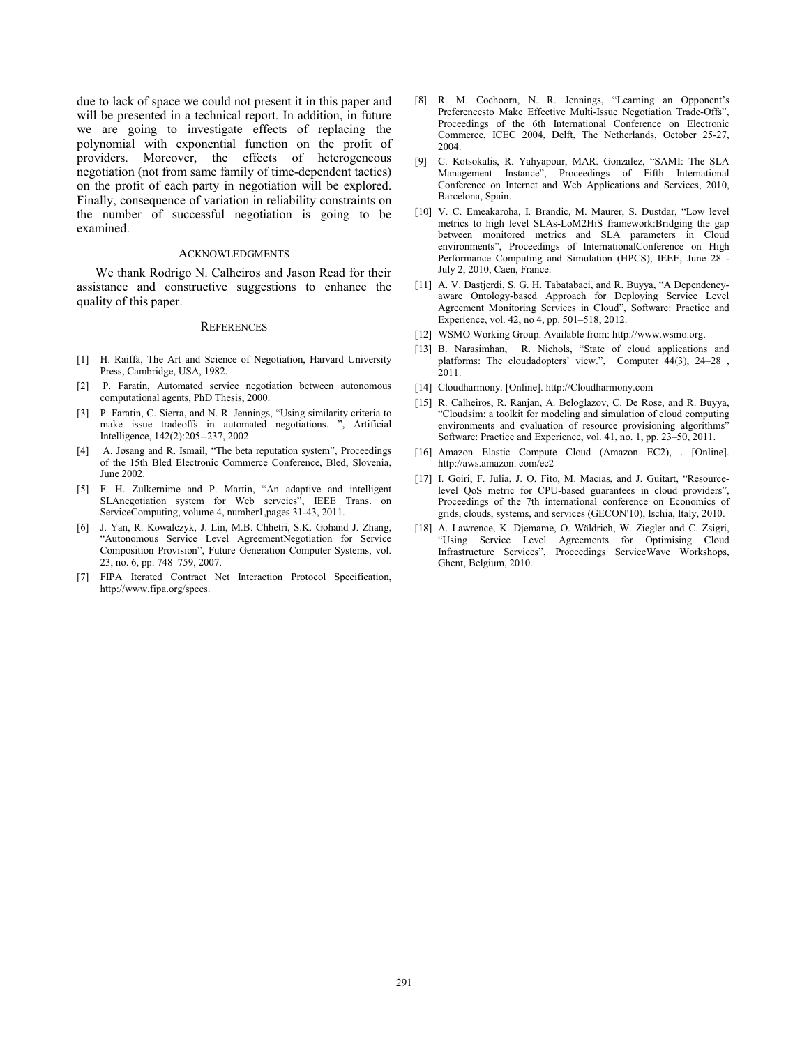due to lack of space we could not present it in this paper and will be presented in a technical report. In addition, in future we are going to investigate effects of replacing the polynomial with exponential function on the profit of providers. Moreover, the effects of heterogeneous negotiation (not from same family of time-dependent tactics) on the profit of each party in negotiation will be explored. Finally, consequence of variation in reliability constraints on the number of successful negotiation is going to be examined.

## Acknowledgments

We thank Rodrigo N. Calheiros and Jason Read for their assistance and constructive suggestions to enhance the quality of this paper.

## References

[1] H. Raiffa, The Art and Science of Negotiation, Harvard University Press, Cambridge, USA, 1982.

[2] P. Faratin, Automated service negotiation between autonomous computational agents, PhD Thesis, 2000.

[3] P. Faratin, C. Sierra, and N. R. Jennings, "Using similarity criteria to make issue tradeoffs in automated negotiations. ", Artificial Intelligence, 142(2):205--237, 2002.

[4] A. Jøsang and R. Ismail, "The beta reputation system", Proceedings of the 15th Bled Electronic Commerce Conference, Bled, Slovenia, June 2002.

[5] F. H. Zulkernime and P. Martin, "An adaptive and intelligent SLAnegotiation system for Web servcies", IEEE Trans. on ServiceComputing, volume 4, number1,pages 31-43, 2011.

[6] J. Yan, R. Kowalczyk, J. Lin, M.B. Chhetri, S.K. Gohand J. Zhang, "Autonomous Service Level AgreementNegotiation for Service Composition Provision", Future Generation Computer Systems, vol. 23, no. 6, pp. 748–759, 2007.

[7] FIPA Iterated Contract Net Interaction Protocol Specification, http://www.fipa.org/specs.

[8] R. M. Coehoorn, N. R. Jennings, "Learning an Opponent's Preferencesto Make Effective Multi-Issue Negotiation Trade-Offs", Proceedings of the 6th International Conference on Electronic Commerce, ICEC 2004, Delft, The Netherlands, October 25-27, 2004.

[9] C. Kotsokalis, R. Yahyapour, MAR. Gonzalez, "SAMI: The SLA Management Instance", Proceedings of Fifth International Conference on Internet and Web Applications and Services, 2010, Barcelona, Spain.

[10] V. C. Emeakaroha, I. Brandic, M. Maurer, S. Dustdar, "Low level metrics to high level SLAs-LoM2HiS framework:Bridging the gap between monitored metrics and SLA parameters in Cloud environments", Proceedings of InternationalConference on High Performance Computing and Simulation (HPCS), IEEE, June 28 - July 2, 2010, Caen, France.

[11] A. V. Dastjerdi, S. G. H. Tabatabaei, and R. Buyya, "A Dependency-aware Ontology-based Approach for Deploying Service Level Agreement Monitoring Services in Cloud", Software: Practice and Experience, vol. 42, no 4, pp. 501–518, 2012.

[12] WSMO Working Group. Available from: http://www.wsmo.org.

[13] B. Narasimhan, R. Nichols, "State of cloud applications and platforms: The cloudadopters' view.", Computer 44(3), 24–28 , 2011.

[14] Cloudharmony. [Online]. http://Cloudharmony.com

[15] R. Calheiros, R. Ranjan, A. Beloglazov, C. De Rose, and R. Buyya, "Cloudsim: a toolkit for modeling and simulation of cloud computing environments and evaluation of resource provisioning algorithms" Software: Practice and Experience, vol. 41, no. 1, pp. 23–50, 2011.

[16] Amazon Elastic Compute Cloud (Amazon EC2), . [Online]. http://aws.amazon. com/ec2

[17] I. Goiri, F. Julia, J. O. Fito, M. Macıas, and J. Guitart, "Resource-level QoS metric for CPU-based guarantees in cloud providers", Proceedings of the 7th international conference on Economics of grids, clouds, systems, and services (GECON'10), Ischia, Italy, 2010.

[18] A. Lawrence, K. Djemame, O. Wäldrich, W. Ziegler and C. Zsigri, "Using Service Level Agreements for Optimising Cloud Infrastructure Services", Proceedings ServiceWave Workshops, Ghent, Belgium, 2010.